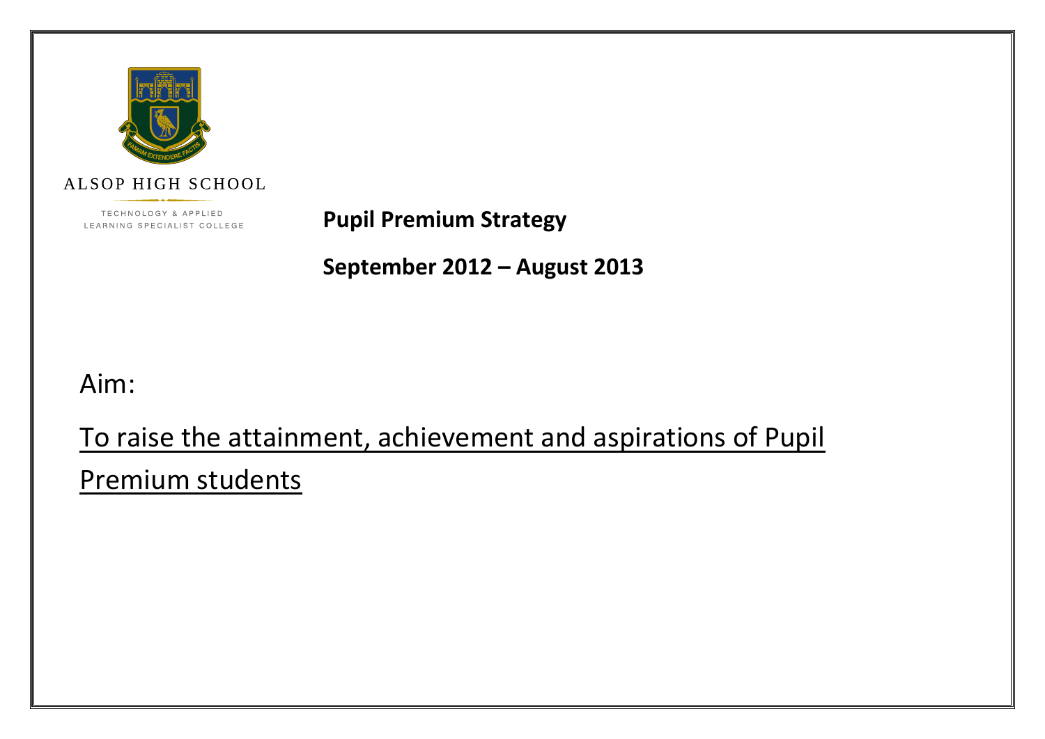ALSOP HIGH SCHOOL

TECHNOLOGY & APPLIED LEARNING SPECIALIST COLLEGE

# Pupil Premium Strategy

## September 2012 – August 2013

Aim:

<u>To raise the attainment, achievement and aspirations of Pupil Premium students</u>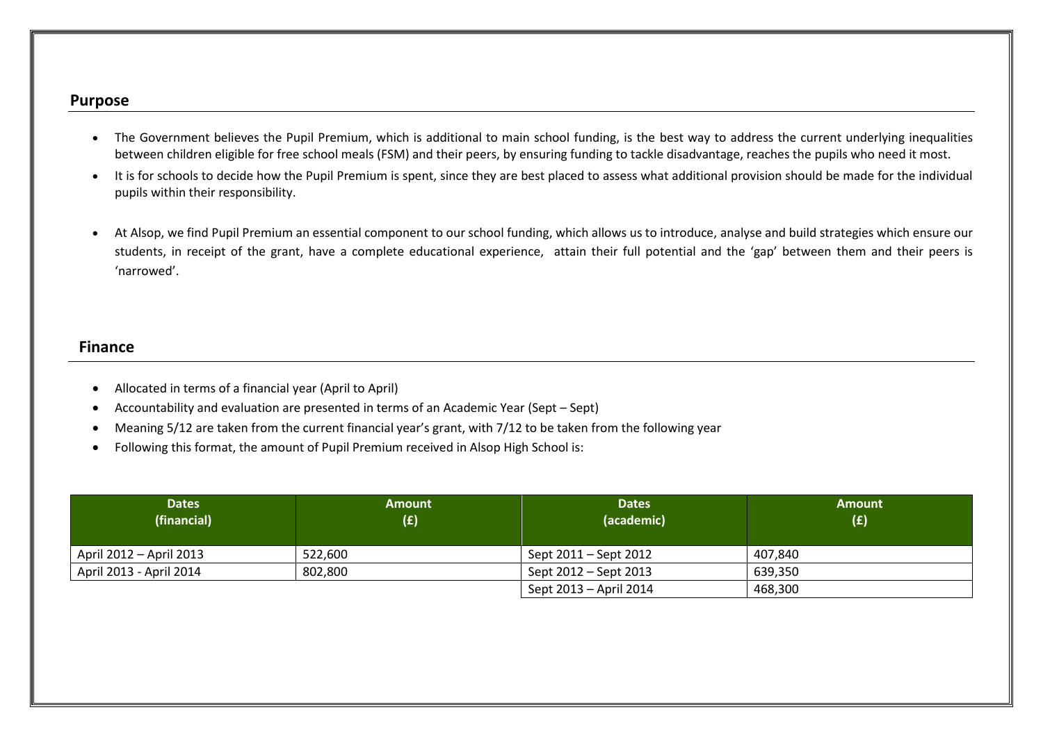## Purpose

- The Government believes the Pupil Premium, which is additional to main school funding, is the best way to address the current underlying inequalities between children eligible for free school meals (FSM) and their peers, by ensuring funding to tackle disadvantage, reaches the pupils who need it most.
- It is for schools to decide how the Pupil Premium is spent, since they are best placed to assess what additional provision should be made for the individual pupils within their responsibility.
- At Alsop, we find Pupil Premium an essential component to our school funding, which allows us to introduce, analyse and build strategies which ensure our students, in receipt of the grant, have a complete educational experience, attain their full potential and the 'gap' between them and their peers is 'narrowed'.

## Finance

- Allocated in terms of a financial year (April to April)
- Accountability and evaluation are presented in terms of an Academic Year (Sept – Sept)
- Meaning 5/12 are taken from the current financial year's grant, with 7/12 to be taken from the following year
- Following this format, the amount of Pupil Premium received in Alsop High School is:

| Dates (financial) | Amount (£) | Dates (academic) | Amount (£) |
|---|---|---|---|
| April 2012 – April 2013 | 522,600 | Sept 2011 – Sept 2012 | 407,840 |
| April 2013 - April 2014 | 802,800 | Sept 2012 – Sept 2013 | 639,350 |
| | | Sept 2013 – April 2014 | 468,300 |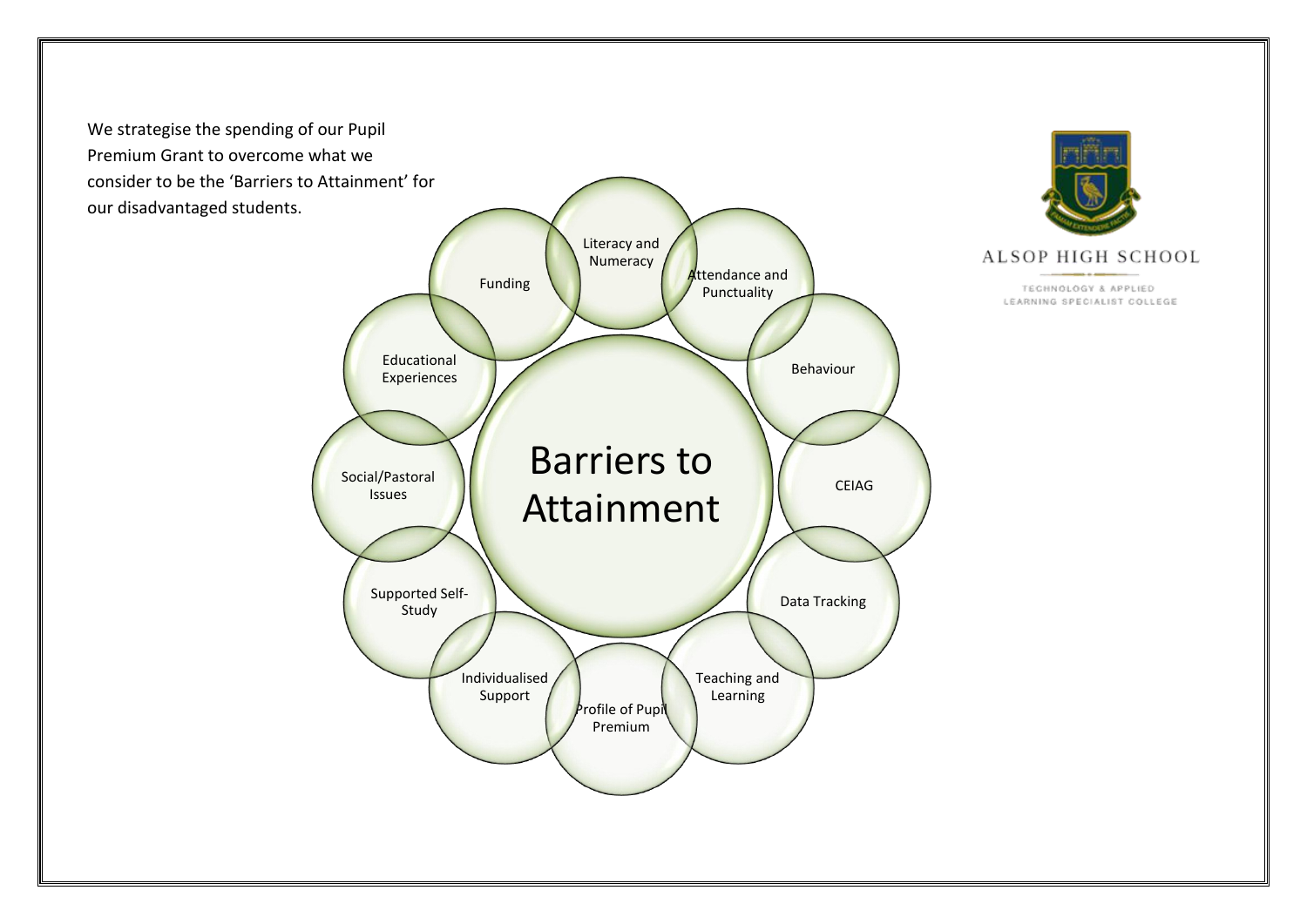We strategise the spending of our Pupil Premium Grant to overcome what we consider to be the 'Barriers to Attainment' for our disadvantaged students.

**ALSOP HIGH SCHOOL**

TECHNOLOGY & APPLIED LEARNING SPECIALIST COLLEGE

# Barriers to Attainment

- Literacy and Numeracy
- Attendance and Punctuality
- Behaviour
- CEIAG
- Data Tracking
- Teaching and Learning
- Profile of Pupil Premium
- Individualised Support
- Supported Self-Study
- Social/Pastoral Issues
- Educational Experiences
- Funding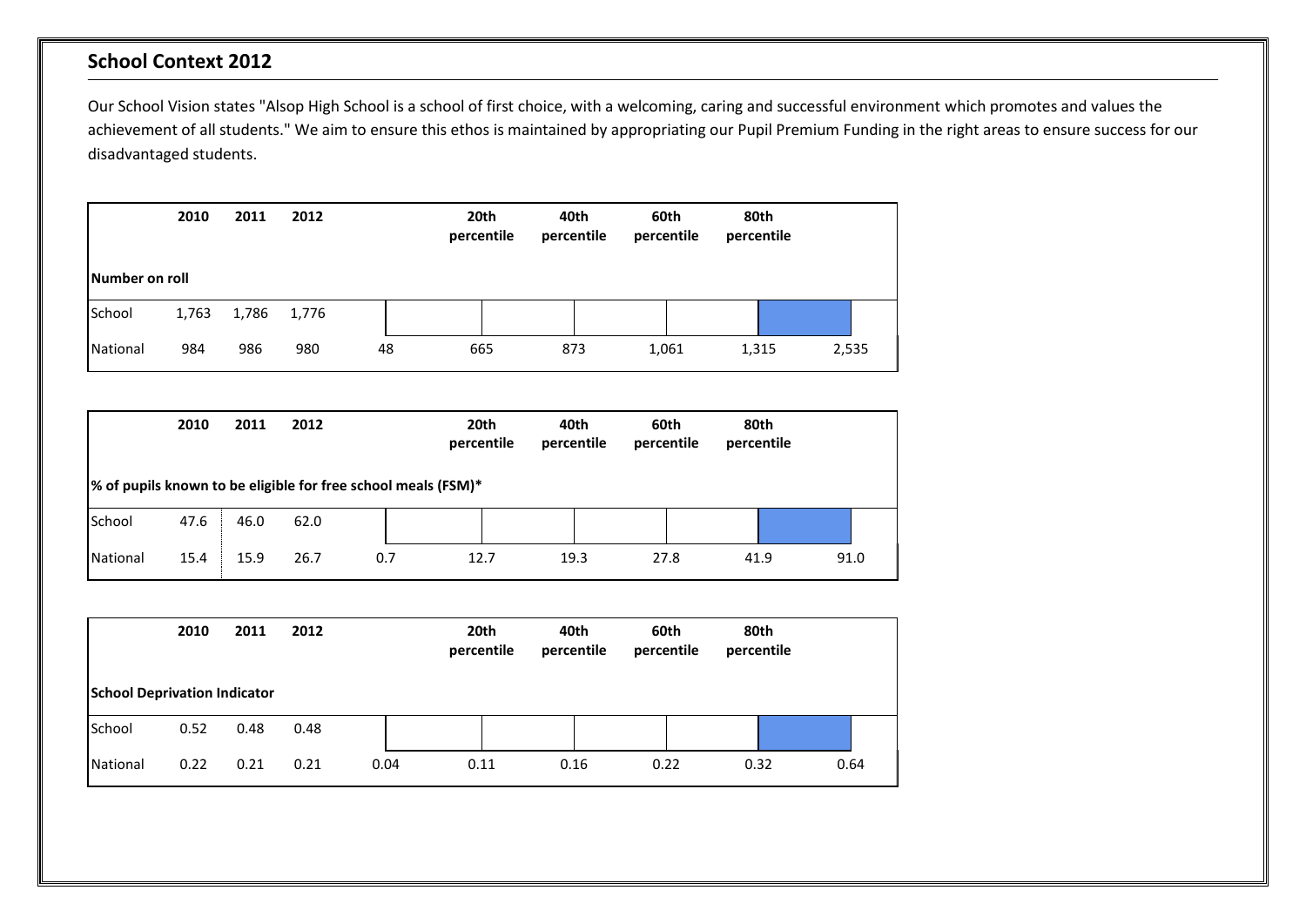## School Context 2012

Our School Vision states "Alsop High School is a school of first choice, with a welcoming, caring and successful environment which promotes and values the achievement of all students." We aim to ensure this ethos is maintained by appropriating our Pupil Premium Funding in the right areas to ensure success for our disadvantaged students.

| | 2010 | 2011 | 2012 | | 20th percentile | 40th percentile | 60th percentile | 80th percentile | |
|---|---|---|---|---|---|---|---|---|---|
| **Number on roll** | | | | | | | | | |
| School | 1,763 | 1,786 | 1,776 | | | | | | |
| National | 984 | 986 | 980 | 48 | 665 | 873 | 1,061 | 1,315 | 2,535 |

| | 2010 | 2011 | 2012 | | 20th percentile | 40th percentile | 60th percentile | 80th percentile | |
|---|---|---|---|---|---|---|---|---|---|
| **% of pupils known to be eligible for free school meals (FSM)*** | | | | | | | | | |
| School | 47.6 | 46.0 | 62.0 | | | | | | |
| National | 15.4 | 15.9 | 26.7 | 0.7 | 12.7 | 19.3 | 27.8 | 41.9 | 91.0 |

| | 2010 | 2011 | 2012 | | 20th percentile | 40th percentile | 60th percentile | 80th percentile | |
|---|---|---|---|---|---|---|---|---|---|
| **School Deprivation Indicator** | | | | | | | | | |
| School | 0.52 | 0.48 | 0.48 | | | | | | |
| National | 0.22 | 0.21 | 0.21 | 0.04 | 0.11 | 0.16 | 0.22 | 0.32 | 0.64 |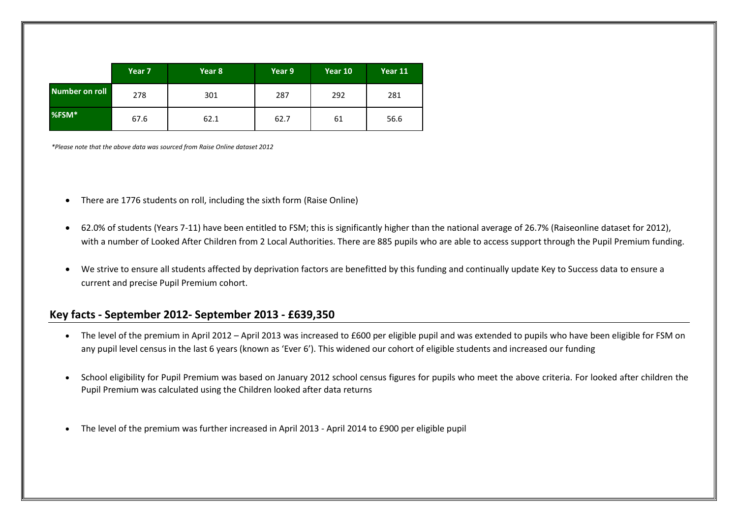| | Year 7 | Year 8 | Year 9 | Year 10 | Year 11 |
|---|---|---|---|---|---|
| Number on roll | 278 | 301 | 287 | 292 | 281 |
| %FSM* | 67.6 | 62.1 | 62.7 | 61 | 56.6 |

*\*Please note that the above data was sourced from Raise Online dataset 2012*

- There are 1776 students on roll, including the sixth form (Raise Online)
- 62.0% of students (Years 7-11) have been entitled to FSM; this is significantly higher than the national average of 26.7% (Raiseonline dataset for 2012), with a number of Looked After Children from 2 Local Authorities. There are 885 pupils who are able to access support through the Pupil Premium funding.
- We strive to ensure all students affected by deprivation factors are benefitted by this funding and continually update Key to Success data to ensure a current and precise Pupil Premium cohort.

## Key facts - September 2012- September 2013 - £639,350

- The level of the premium in April 2012 – April 2013 was increased to £600 per eligible pupil and was extended to pupils who have been eligible for FSM on any pupil level census in the last 6 years (known as 'Ever 6'). This widened our cohort of eligible students and increased our funding
- School eligibility for Pupil Premium was based on January 2012 school census figures for pupils who meet the above criteria. For looked after children the Pupil Premium was calculated using the Children looked after data returns
- The level of the premium was further increased in April 2013 - April 2014 to £900 per eligible pupil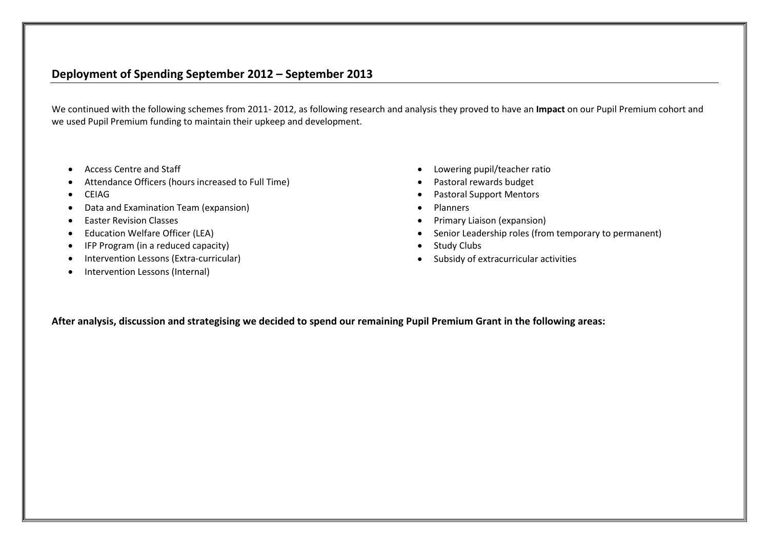## Deployment of Spending September 2012 – September 2013

We continued with the following schemes from 2011- 2012, as following research and analysis they proved to have an **Impact** on our Pupil Premium cohort and we used Pupil Premium funding to maintain their upkeep and development.

- Access Centre and Staff
- Attendance Officers (hours increased to Full Time)
- CEIAG
- Data and Examination Team (expansion)
- Easter Revision Classes
- Education Welfare Officer (LEA)
- IFP Program (in a reduced capacity)
- Intervention Lessons (Extra-curricular)
- Intervention Lessons (Internal)
- Lowering pupil/teacher ratio
- Pastoral rewards budget
- Pastoral Support Mentors
- Planners
- Primary Liaison (expansion)
- Senior Leadership roles (from temporary to permanent)
- Study Clubs
- Subsidy of extracurricular activities

**After analysis, discussion and strategising we decided to spend our remaining Pupil Premium Grant in the following areas:**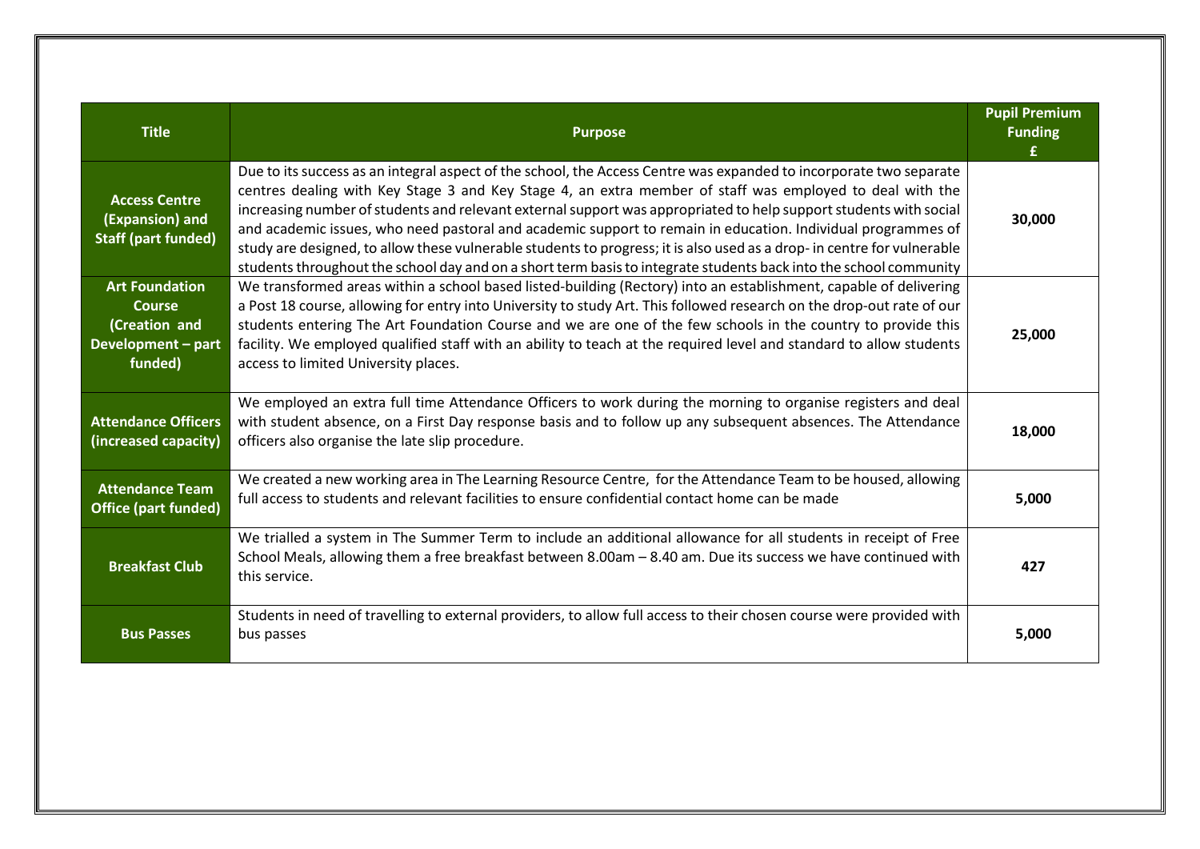| Title | Purpose | Pupil Premium Funding £ |
|---|---|---|
| **Access Centre (Expansion) and Staff (part funded)** | Due to its success as an integral aspect of the school, the Access Centre was expanded to incorporate two separate centres dealing with Key Stage 3 and Key Stage 4, an extra member of staff was employed to deal with the increasing number of students and relevant external support was appropriated to help support students with social and academic issues, who need pastoral and academic support to remain in education. Individual programmes of study are designed, to allow these vulnerable students to progress; it is also used as a drop- in centre for vulnerable students throughout the school day and on a short term basis to integrate students back into the school community | **30,000** |
| **Art Foundation Course (Creation and Development – part funded)** | We transformed areas within a school based listed-building (Rectory) into an establishment, capable of delivering a Post 18 course, allowing for entry into University to study Art. This followed research on the drop-out rate of our students entering The Art Foundation Course and we are one of the few schools in the country to provide this facility. We employed qualified staff with an ability to teach at the required level and standard to allow students access to limited University places. | **25,000** |
| **Attendance Officers (increased capacity)** | We employed an extra full time Attendance Officers to work during the morning to organise registers and deal with student absence, on a First Day response basis and to follow up any subsequent absences. The Attendance officers also organise the late slip procedure. | **18,000** |
| **Attendance Team Office (part funded)** | We created a new working area in The Learning Resource Centre, for the Attendance Team to be housed, allowing full access to students and relevant facilities to ensure confidential contact home can be made | **5,000** |
| **Breakfast Club** | We trialled a system in The Summer Term to include an additional allowance for all students in receipt of Free School Meals, allowing them a free breakfast between 8.00am – 8.40 am. Due its success we have continued with this service. | **427** |
| **Bus Passes** | Students in need of travelling to external providers, to allow full access to their chosen course were provided with bus passes | **5,000** |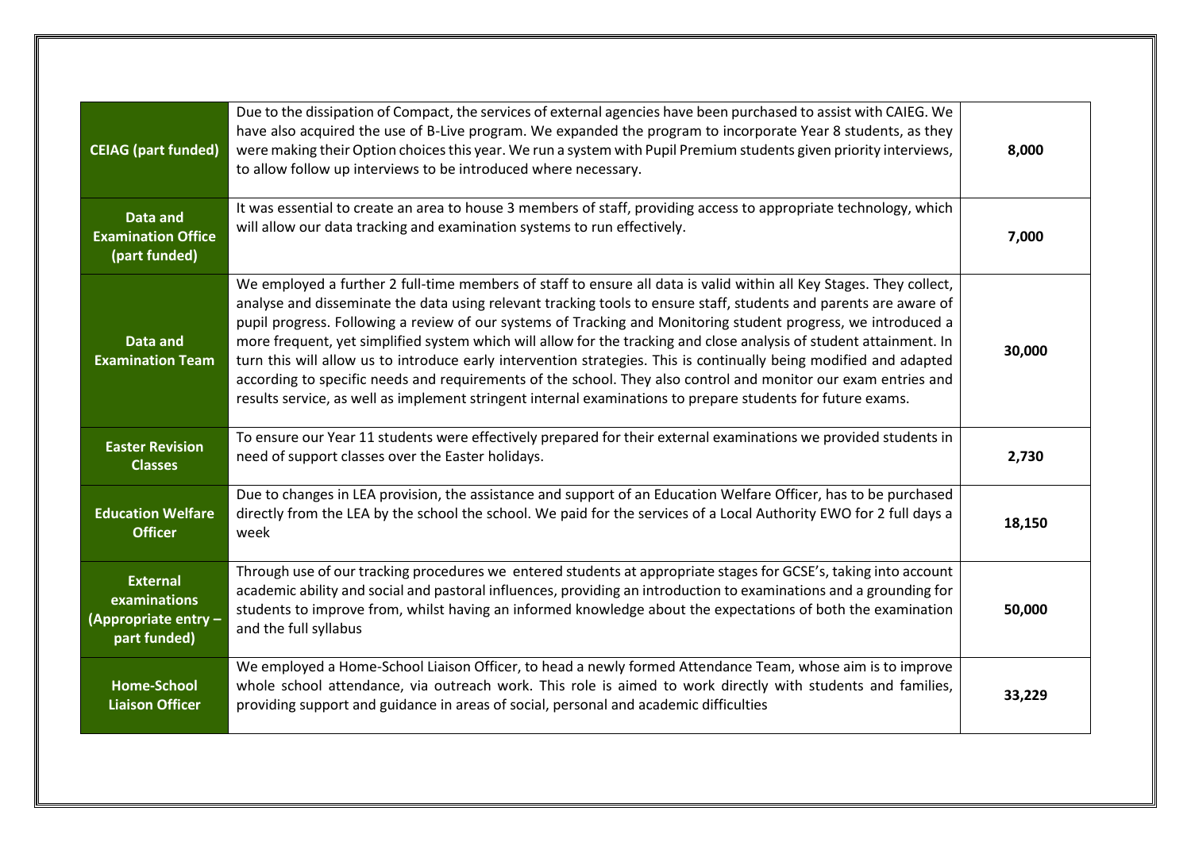| | | |
|---|---|---|
| **CEIAG (part funded)** | Due to the dissipation of Compact, the services of external agencies have been purchased to assist with CAIEG. We have also acquired the use of B-Live program. We expanded the program to incorporate Year 8 students, as they were making their Option choices this year. We run a system with Pupil Premium students given priority interviews, to allow follow up interviews to be introduced where necessary. | **8,000** |
| **Data and Examination Office (part funded)** | It was essential to create an area to house 3 members of staff, providing access to appropriate technology, which will allow our data tracking and examination systems to run effectively. | **7,000** |
| **Data and Examination Team** | We employed a further 2 full-time members of staff to ensure all data is valid within all Key Stages. They collect, analyse and disseminate the data using relevant tracking tools to ensure staff, students and parents are aware of pupil progress. Following a review of our systems of Tracking and Monitoring student progress, we introduced a more frequent, yet simplified system which will allow for the tracking and close analysis of student attainment. In turn this will allow us to introduce early intervention strategies. This is continually being modified and adapted according to specific needs and requirements of the school. They also control and monitor our exam entries and results service, as well as implement stringent internal examinations to prepare students for future exams. | **30,000** |
| **Easter Revision Classes** | To ensure our Year 11 students were effectively prepared for their external examinations we provided students in need of support classes over the Easter holidays. | **2,730** |
| **Education Welfare Officer** | Due to changes in LEA provision, the assistance and support of an Education Welfare Officer, has to be purchased directly from the LEA by the school the school. We paid for the services of a Local Authority EWO for 2 full days a week | **18,150** |
| **External examinations (Appropriate entry – part funded)** | Through use of our tracking procedures we entered students at appropriate stages for GCSE's, taking into account academic ability and social and pastoral influences, providing an introduction to examinations and a grounding for students to improve from, whilst having an informed knowledge about the expectations of both the examination and the full syllabus | **50,000** |
| **Home-School Liaison Officer** | We employed a Home-School Liaison Officer, to head a newly formed Attendance Team, whose aim is to improve whole school attendance, via outreach work. This role is aimed to work directly with students and families, providing support and guidance in areas of social, personal and academic difficulties | **33,229** |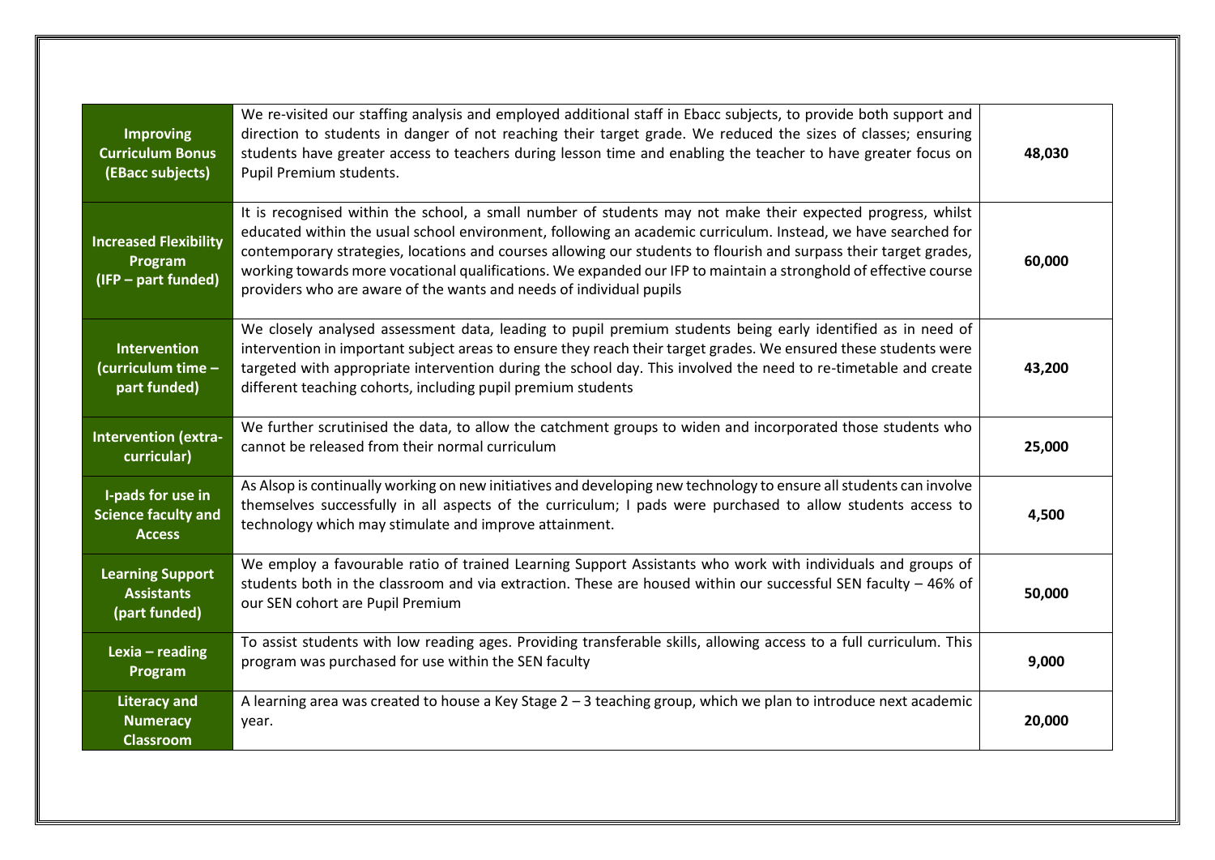| | | |
|---|---|---|
| **Improving Curriculum Bonus (EBacc subjects)** | We re-visited our staffing analysis and employed additional staff in Ebacc subjects, to provide both support and direction to students in danger of not reaching their target grade. We reduced the sizes of classes; ensuring students have greater access to teachers during lesson time and enabling the teacher to have greater focus on Pupil Premium students. | **48,030** |
| **Increased Flexibility Program (IFP – part funded)** | It is recognised within the school, a small number of students may not make their expected progress, whilst educated within the usual school environment, following an academic curriculum. Instead, we have searched for contemporary strategies, locations and courses allowing our students to flourish and surpass their target grades, working towards more vocational qualifications. We expanded our IFP to maintain a stronghold of effective course providers who are aware of the wants and needs of individual pupils | **60,000** |
| **Intervention (curriculum time – part funded)** | We closely analysed assessment data, leading to pupil premium students being early identified as in need of intervention in important subject areas to ensure they reach their target grades. We ensured these students were targeted with appropriate intervention during the school day. This involved the need to re-timetable and create different teaching cohorts, including pupil premium students | **43,200** |
| **Intervention (extra-curricular)** | We further scrutinised the data, to allow the catchment groups to widen and incorporated those students who cannot be released from their normal curriculum | **25,000** |
| **I-pads for use in Science faculty and Access** | As Alsop is continually working on new initiatives and developing new technology to ensure all students can involve themselves successfully in all aspects of the curriculum; I pads were purchased to allow students access to technology which may stimulate and improve attainment. | **4,500** |
| **Learning Support Assistants (part funded)** | We employ a favourable ratio of trained Learning Support Assistants who work with individuals and groups of students both in the classroom and via extraction. These are housed within our successful SEN faculty – 46% of our SEN cohort are Pupil Premium | **50,000** |
| **Lexia – reading Program** | To assist students with low reading ages. Providing transferable skills, allowing access to a full curriculum. This program was purchased for use within the SEN faculty | **9,000** |
| **Literacy and Numeracy Classroom** | A learning area was created to house a Key Stage 2 – 3 teaching group, which we plan to introduce next academic year. | **20,000** |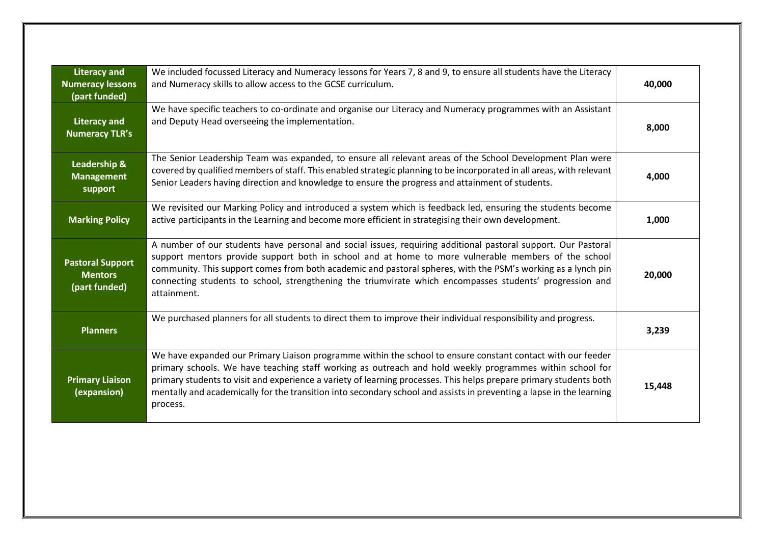| | | |
|---|---|---|
| **Literacy and Numeracy lessons (part funded)** | We included focussed Literacy and Numeracy lessons for Years 7, 8 and 9, to ensure all students have the Literacy and Numeracy skills to allow access to the GCSE curriculum. | **40,000** |
| **Literacy and Numeracy TLR's** | We have specific teachers to co-ordinate and organise our Literacy and Numeracy programmes with an Assistant and Deputy Head overseeing the implementation. | **8,000** |
| **Leadership & Management support** | The Senior Leadership Team was expanded, to ensure all relevant areas of the School Development Plan were covered by qualified members of staff. This enabled strategic planning to be incorporated in all areas, with relevant Senior Leaders having direction and knowledge to ensure the progress and attainment of students. | **4,000** |
| **Marking Policy** | We revisited our Marking Policy and introduced a system which is feedback led, ensuring the students become active participants in the Learning and become more efficient in strategising their own development. | **1,000** |
| **Pastoral Support Mentors (part funded)** | A number of our students have personal and social issues, requiring additional pastoral support. Our Pastoral support mentors provide support both in school and at home to more vulnerable members of the school community. This support comes from both academic and pastoral spheres, with the PSM's working as a lynch pin connecting students to school, strengthening the triumvirate which encompasses students' progression and attainment. | **20,000** |
| **Planners** | We purchased planners for all students to direct them to improve their individual responsibility and progress. | **3,239** |
| **Primary Liaison (expansion)** | We have expanded our Primary Liaison programme within the school to ensure constant contact with our feeder primary schools. We have teaching staff working as outreach and hold weekly programmes within school for primary students to visit and experience a variety of learning processes. This helps prepare primary students both mentally and academically for the transition into secondary school and assists in preventing a lapse in the learning process. | **15,448** |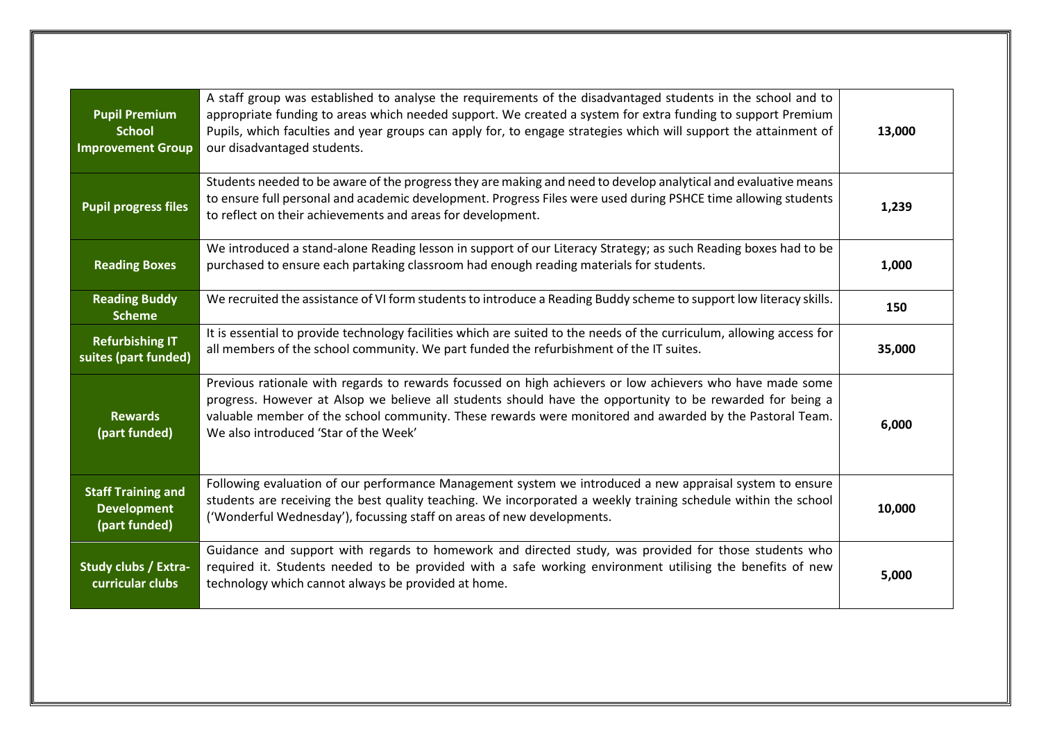| | | |
|---|---|---|
| **Pupil Premium School Improvement Group** | A staff group was established to analyse the requirements of the disadvantaged students in the school and to appropriate funding to areas which needed support. We created a system for extra funding to support Premium Pupils, which faculties and year groups can apply for, to engage strategies which will support the attainment of our disadvantaged students. | **13,000** |
| **Pupil progress files** | Students needed to be aware of the progress they are making and need to develop analytical and evaluative means to ensure full personal and academic development. Progress Files were used during PSHCE time allowing students to reflect on their achievements and areas for development. | **1,239** |
| **Reading Boxes** | We introduced a stand-alone Reading lesson in support of our Literacy Strategy; as such Reading boxes had to be purchased to ensure each partaking classroom had enough reading materials for students. | **1,000** |
| **Reading Buddy Scheme** | We recruited the assistance of VI form students to introduce a Reading Buddy scheme to support low literacy skills. | **150** |
| **Refurbishing IT suites (part funded)** | It is essential to provide technology facilities which are suited to the needs of the curriculum, allowing access for all members of the school community. We part funded the refurbishment of the IT suites. | **35,000** |
| **Rewards (part funded)** | Previous rationale with regards to rewards focussed on high achievers or low achievers who have made some progress. However at Alsop we believe all students should have the opportunity to be rewarded for being a valuable member of the school community. These rewards were monitored and awarded by the Pastoral Team. We also introduced 'Star of the Week' | **6,000** |
| **Staff Training and Development (part funded)** | Following evaluation of our performance Management system we introduced a new appraisal system to ensure students are receiving the best quality teaching. We incorporated a weekly training schedule within the school ('Wonderful Wednesday'), focussing staff on areas of new developments. | **10,000** |
| **Study clubs / Extra-curricular clubs** | Guidance and support with regards to homework and directed study, was provided for those students who required it. Students needed to be provided with a safe working environment utilising the benefits of new technology which cannot always be provided at home. | **5,000** |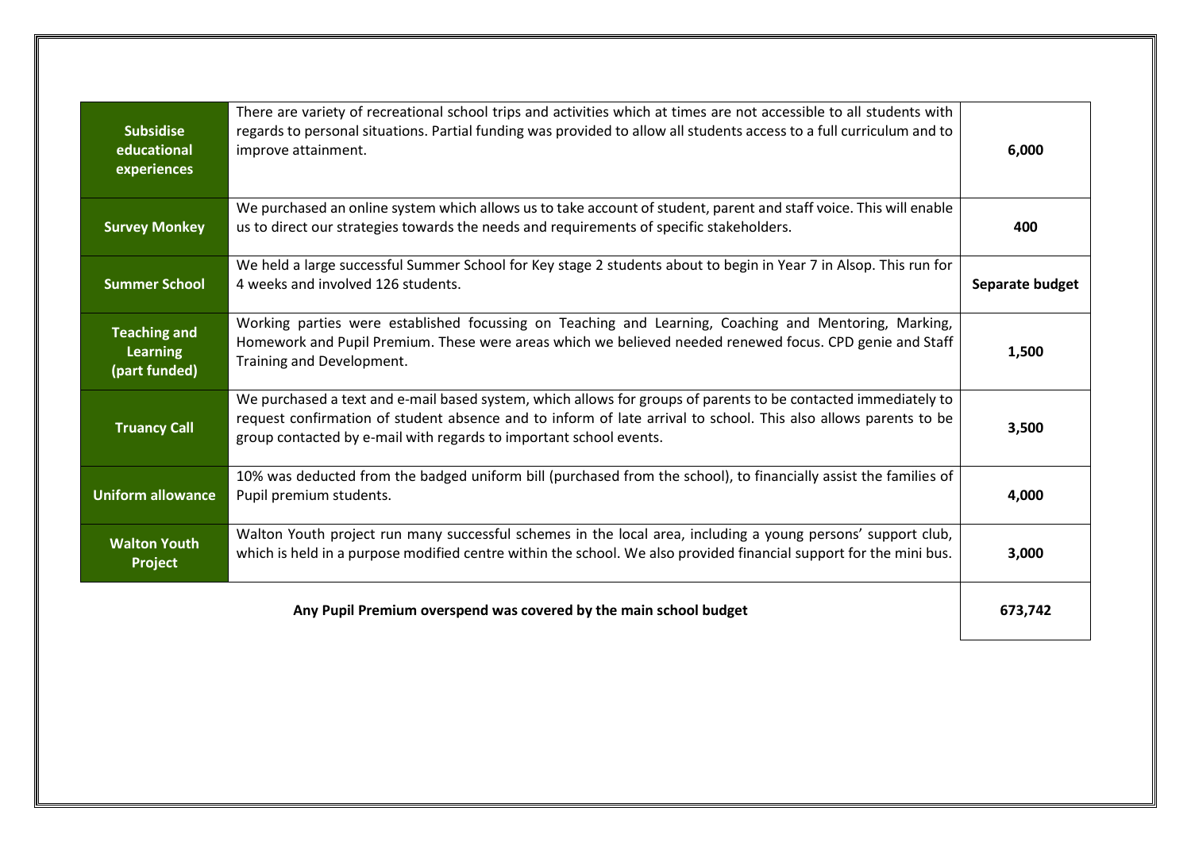| | | |
|---|---|---|
| **Subsidise educational experiences** | There are variety of recreational school trips and activities which at times are not accessible to all students with regards to personal situations. Partial funding was provided to allow all students access to a full curriculum and to improve attainment. | **6,000** |
| **Survey Monkey** | We purchased an online system which allows us to take account of student, parent and staff voice. This will enable us to direct our strategies towards the needs and requirements of specific stakeholders. | **400** |
| **Summer School** | We held a large successful Summer School for Key stage 2 students about to begin in Year 7 in Alsop. This run for 4 weeks and involved 126 students. | **Separate budget** |
| **Teaching and Learning (part funded)** | Working parties were established focussing on Teaching and Learning, Coaching and Mentoring, Marking, Homework and Pupil Premium. These were areas which we believed needed renewed focus. CPD genie and Staff Training and Development. | **1,500** |
| **Truancy Call** | We purchased a text and e-mail based system, which allows for groups of parents to be contacted immediately to request confirmation of student absence and to inform of late arrival to school. This also allows parents to be group contacted by e-mail with regards to important school events. | **3,500** |
| **Uniform allowance** | 10% was deducted from the badged uniform bill (purchased from the school), to financially assist the families of Pupil premium students. | **4,000** |
| **Walton Youth Project** | Walton Youth project run many successful schemes in the local area, including a young persons' support club, which is held in a purpose modified centre within the school. We also provided financial support for the mini bus. | **3,000** |
| **Any Pupil Premium overspend was covered by the main school budget** | | **673,742** |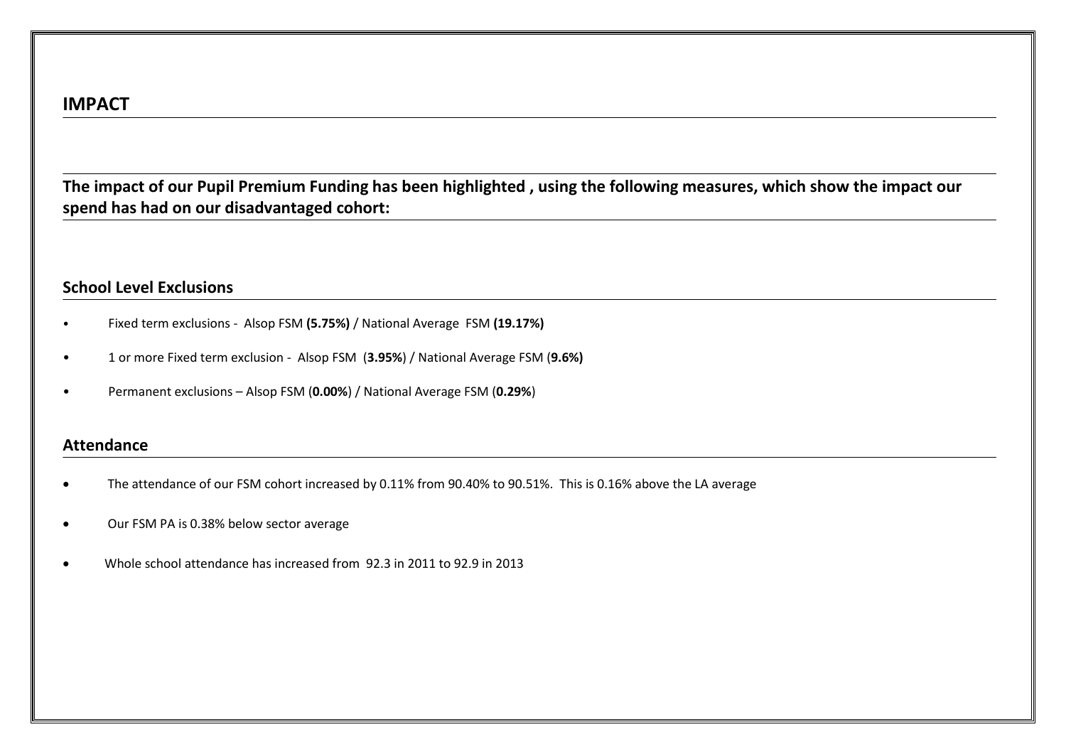## IMPACT

**The impact of our Pupil Premium Funding has been highlighted , using the following measures, which show the impact our spend has had on our disadvantaged cohort:**

### School Level Exclusions

- Fixed term exclusions - Alsop FSM **(5.75%)** / National Average FSM **(19.17%)**
- 1 or more Fixed term exclusion - Alsop FSM (**3.95%**) / National Average FSM (**9.6%)**
- Permanent exclusions – Alsop FSM (**0.00%**) / National Average FSM (**0.29%**)

### Attendance

- The attendance of our FSM cohort increased by 0.11% from 90.40% to 90.51%. This is 0.16% above the LA average
- Our FSM PA is 0.38% below sector average
- Whole school attendance has increased from 92.3 in 2011 to 92.9 in 2013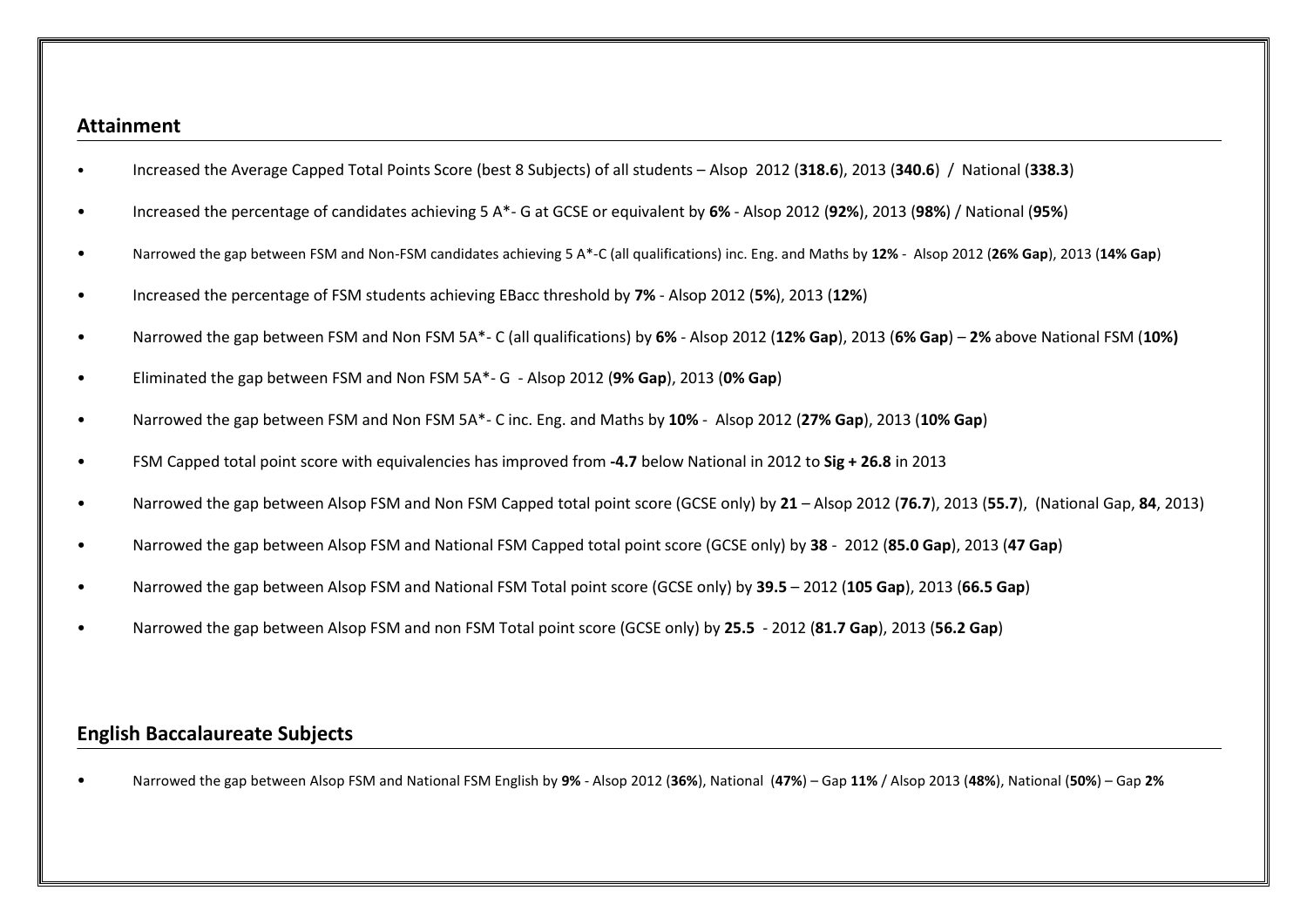## Attainment

- Increased the Average Capped Total Points Score (best 8 Subjects) of all students – Alsop 2012 (**318.6**), 2013 (**340.6**) / National (**338.3**)
- Increased the percentage of candidates achieving 5 A*- G at GCSE or equivalent by **6%** - Alsop 2012 (**92%**), 2013 (**98%**) / National (**95%**)
- Narrowed the gap between FSM and Non-FSM candidates achieving 5 A*-C (all qualifications) inc. Eng. and Maths by **12%** - Alsop 2012 (**26% Gap**), 2013 (**14% Gap**)
- Increased the percentage of FSM students achieving EBacc threshold by **7%** - Alsop 2012 (**5%**), 2013 (**12%**)
- Narrowed the gap between FSM and Non FSM 5A*- C (all qualifications) by **6%** - Alsop 2012 (**12% Gap**), 2013 (**6% Gap**) – **2%** above National FSM (**10%)**
- Eliminated the gap between FSM and Non FSM 5A*- G - Alsop 2012 (**9% Gap**), 2013 (**0% Gap**)
- Narrowed the gap between FSM and Non FSM 5A*- C inc. Eng. and Maths by **10%** - Alsop 2012 (**27% Gap**), 2013 (**10% Gap**)
- FSM Capped total point score with equivalencies has improved from **-4.7** below National in 2012 to **Sig + 26.8** in 2013
- Narrowed the gap between Alsop FSM and Non FSM Capped total point score (GCSE only) by **21** – Alsop 2012 (**76.7**), 2013 (**55.7**), (National Gap, **84**, 2013)
- Narrowed the gap between Alsop FSM and National FSM Capped total point score (GCSE only) by **38** - 2012 (**85.0 Gap**), 2013 (**47 Gap**)
- Narrowed the gap between Alsop FSM and National FSM Total point score (GCSE only) by **39.5** – 2012 (**105 Gap**), 2013 (**66.5 Gap**)
- Narrowed the gap between Alsop FSM and non FSM Total point score (GCSE only) by **25.5** - 2012 (**81.7 Gap**), 2013 (**56.2 Gap**)

## English Baccalaureate Subjects

- Narrowed the gap between Alsop FSM and National FSM English by **9%** - Alsop 2012 (**36%**), National (**47%**) – Gap **11%** / Alsop 2013 (**48%**), National (**50%**) – Gap **2%**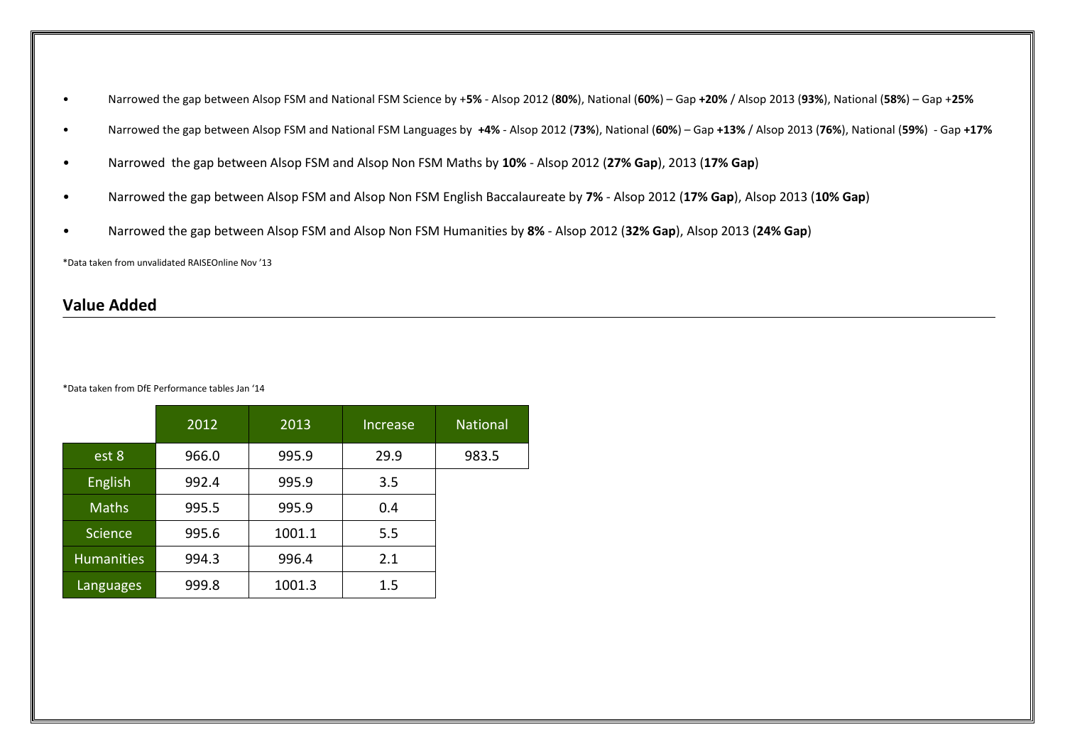- Narrowed the gap between Alsop FSM and National FSM Science by +**5%** - Alsop 2012 (**80%**), National (**60%**) – Gap **+20%** / Alsop 2013 (**93%**), National (**58%**) – Gap +**25%**
- Narrowed the gap between Alsop FSM and National FSM Languages by **+4%** - Alsop 2012 (**73%**), National (**60%**) – Gap **+13%** / Alsop 2013 (**76%**), National (**59%**) - Gap **+17%**
- Narrowed the gap between Alsop FSM and Alsop Non FSM Maths by **10%** - Alsop 2012 (**27% Gap**), 2013 (**17% Gap**)
- Narrowed the gap between Alsop FSM and Alsop Non FSM English Baccalaureate by **7%** - Alsop 2012 (**17% Gap**), Alsop 2013 (**10% Gap**)
- Narrowed the gap between Alsop FSM and Alsop Non FSM Humanities by **8%** - Alsop 2012 (**32% Gap**), Alsop 2013 (**24% Gap**)

*Data taken from unvalidated RAISEOnline Nov '13

## Value Added

*Data taken from DfE Performance tables Jan '14

| | 2012 | 2013 | Increase | National |
|---|---|---|---|---|
| est 8 | 966.0 | 995.9 | 29.9 | 983.5 |
| English | 992.4 | 995.9 | 3.5 | |
| Maths | 995.5 | 995.9 | 0.4 | |
| Science | 995.6 | 1001.1 | 5.5 | |
| Humanities | 994.3 | 996.4 | 2.1 | |
| Languages | 999.8 | 1001.3 | 1.5 | |